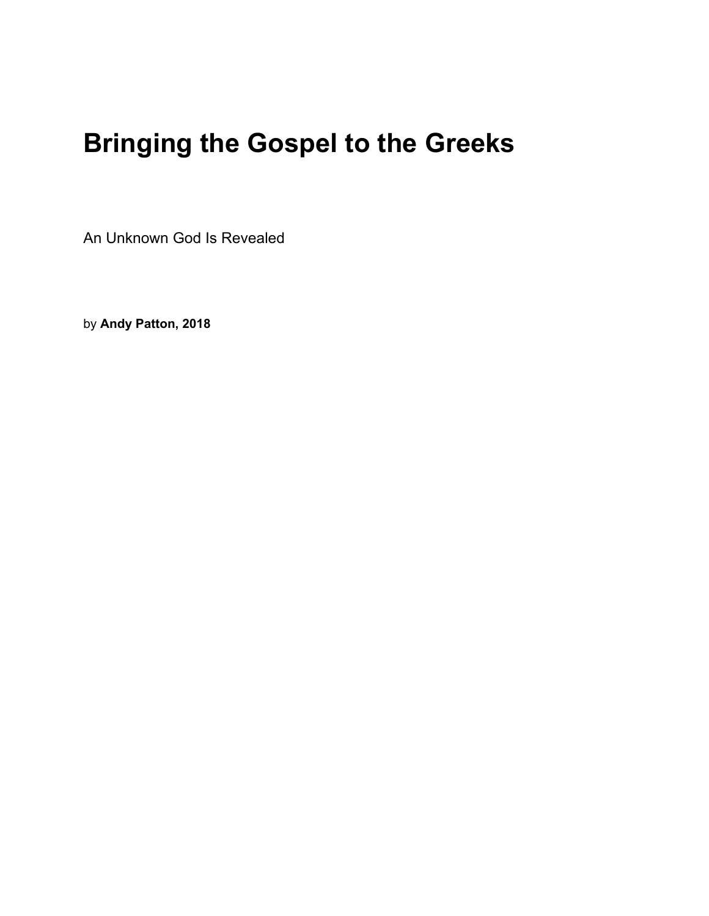# Bringing the Gospel to the Greeks

An Unknown God Is Revealed

by **Andy Patton, 2018**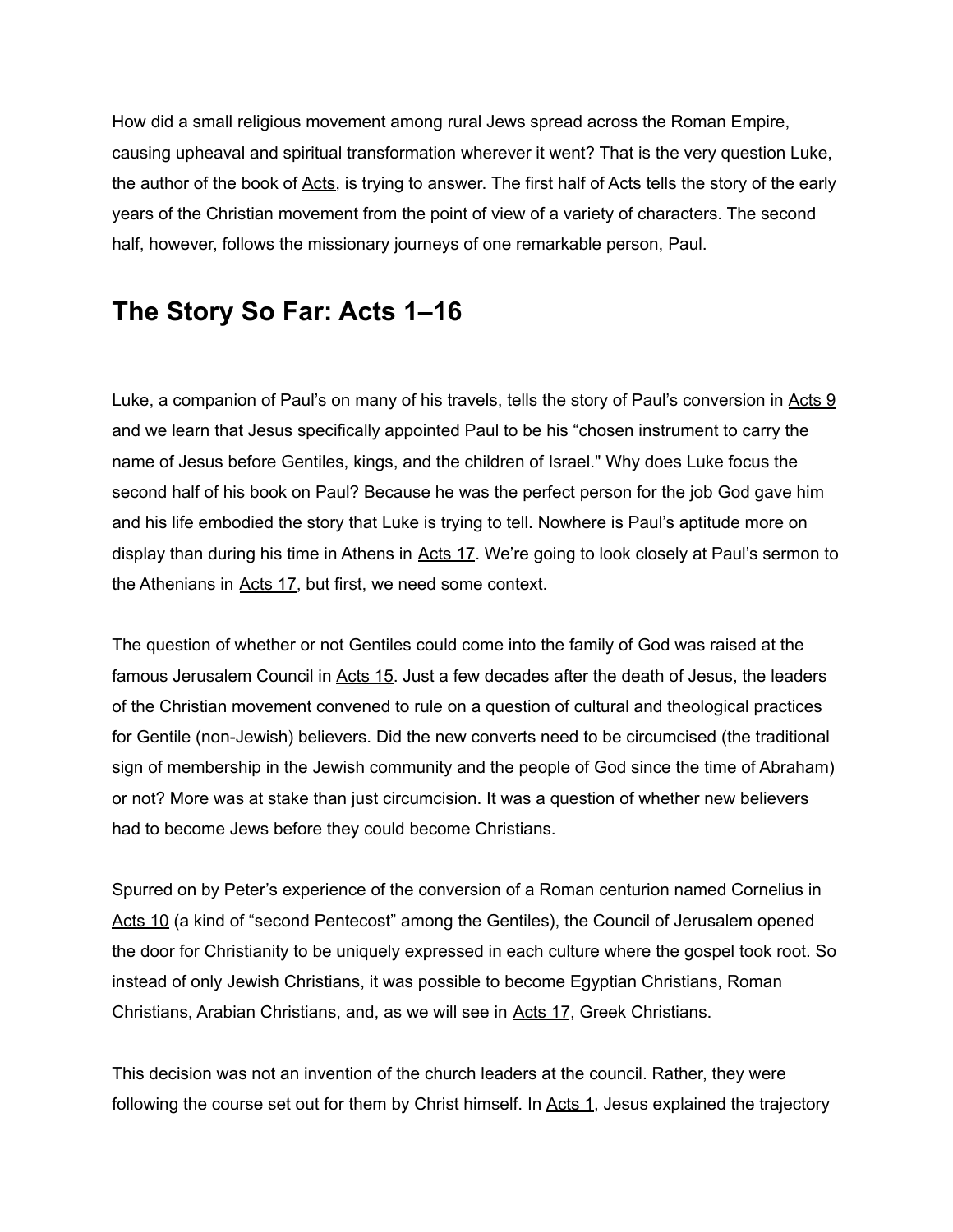How did a small religious movement among rural Jews spread across the Roman Empire, causing upheaval and spiritual transformation wherever it went? That is the very question Luke, the author of the book of Acts, is trying to answer. The first half of Acts tells the story of the early years of the Christian movement from the point of view of a variety of characters. The second half, however, follows the missionary journeys of one remarkable person, Paul.

## The Story So Far: Acts 1–16

Luke, a companion of Paul's on many of his travels, tells the story of Paul's conversion in Acts 9 and we learn that Jesus specifically appointed Paul to be his "chosen instrument to carry the name of Jesus before Gentiles, kings, and the children of Israel." Why does Luke focus the second half of his book on Paul? Because he was the perfect person for the job God gave him and his life embodied the story that Luke is trying to tell. Nowhere is Paul's aptitude more on display than during his time in Athens in Acts 17. We're going to look closely at Paul's sermon to the Athenians in Acts 17, but first, we need some context.

The question of whether or not Gentiles could come into the family of God was raised at the famous Jerusalem Council in Acts 15. Just a few decades after the death of Jesus, the leaders of the Christian movement convened to rule on a question of cultural and theological practices for Gentile (non-Jewish) believers. Did the new converts need to be circumcised (the traditional sign of membership in the Jewish community and the people of God since the time of Abraham) or not? More was at stake than just circumcision. It was a question of whether new believers had to become Jews before they could become Christians.

Spurred on by Peter's experience of the conversion of a Roman centurion named Cornelius in Acts 10 (a kind of "second Pentecost" among the Gentiles), the Council of Jerusalem opened the door for Christianity to be uniquely expressed in each culture where the gospel took root. So instead of only Jewish Christians, it was possible to become Egyptian Christians, Roman Christians, Arabian Christians, and, as we will see in Acts 17, Greek Christians.

This decision was not an invention of the church leaders at the council. Rather, they were following the course set out for them by Christ himself. In Acts 1, Jesus explained the trajectory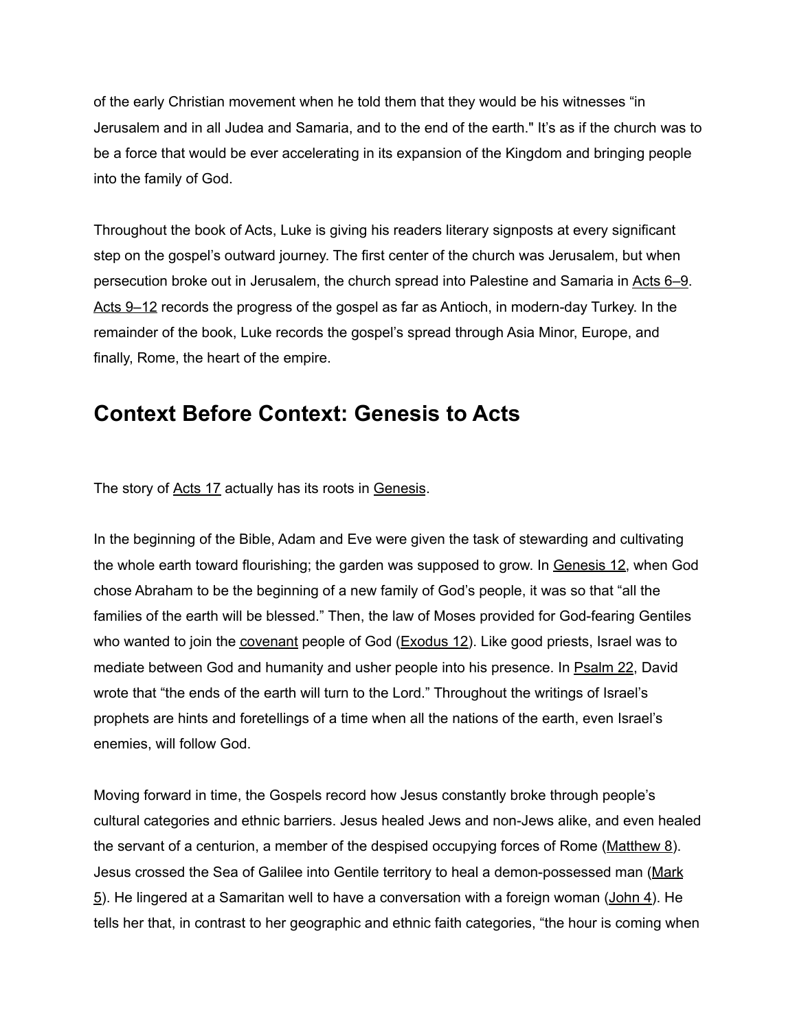of the early Christian movement when he told them that they would be his witnesses “in Jerusalem and in all Judea and Samaria, and to the end of the earth." It’s as if the church was to be a force that would be ever accelerating in its expansion of the Kingdom and bringing people into the family of God.

Throughout the book of Acts, Luke is giving his readers literary signposts at every significant step on the gospel’s outward journey. The first center of the church was Jerusalem, but when persecution broke out in Jerusalem, the church spread into Palestine and Samaria in Acts 6–9. Acts 9–12 records the progress of the gospel as far as Antioch, in modern-day Turkey. In the remainder of the book, Luke records the gospel’s spread through Asia Minor, Europe, and finally, Rome, the heart of the empire.

## Context Before Context: Genesis to Acts

The story of Acts 17 actually has its roots in Genesis.

In the beginning of the Bible, Adam and Eve were given the task of stewarding and cultivating the whole earth toward flourishing; the garden was supposed to grow. In Genesis 12, when God chose Abraham to be the beginning of a new family of God’s people, it was so that “all the families of the earth will be blessed.” Then, the law of Moses provided for God-fearing Gentiles who wanted to join the covenant people of God (Exodus 12). Like good priests, Israel was to mediate between God and humanity and usher people into his presence. In Psalm 22, David wrote that “the ends of the earth will turn to the Lord.” Throughout the writings of Israel’s prophets are hints and foretellings of a time when all the nations of the earth, even Israel’s enemies, will follow God.

Moving forward in time, the Gospels record how Jesus constantly broke through people’s cultural categories and ethnic barriers. Jesus healed Jews and non-Jews alike, and even healed the servant of a centurion, a member of the despised occupying forces of Rome (Matthew 8). Jesus crossed the Sea of Galilee into Gentile territory to heal a demon-possessed man (Mark 5). He lingered at a Samaritan well to have a conversation with a foreign woman (John 4). He tells her that, in contrast to her geographic and ethnic faith categories, “the hour is coming when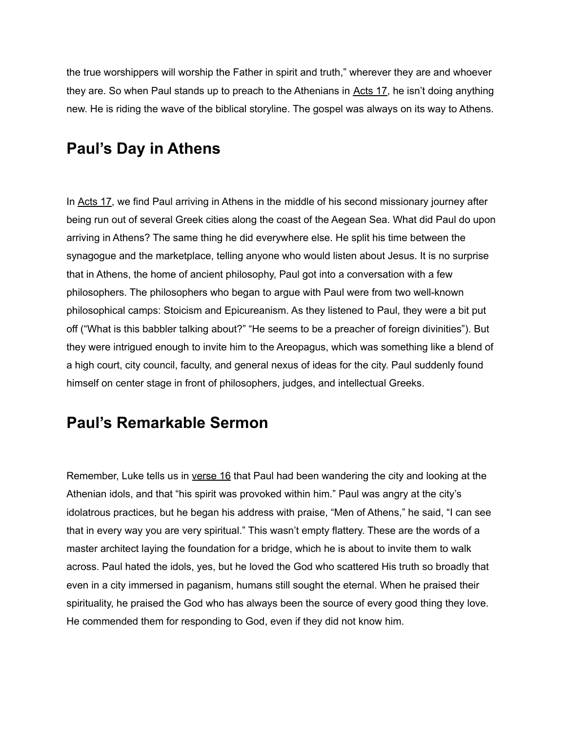the true worshippers will worship the Father in spirit and truth," wherever they are and whoever they are. So when Paul stands up to preach to the Athenians in Acts 17, he isn't doing anything new. He is riding the wave of the biblical storyline. The gospel was always on its way to Athens.

## Paul's Day in Athens

In Acts 17, we find Paul arriving in Athens in the middle of his second missionary journey after being run out of several Greek cities along the coast of the Aegean Sea. What did Paul do upon arriving in Athens? The same thing he did everywhere else. He split his time between the synagogue and the marketplace, telling anyone who would listen about Jesus. It is no surprise that in Athens, the home of ancient philosophy, Paul got into a conversation with a few philosophers. The philosophers who began to argue with Paul were from two well-known philosophical camps: Stoicism and Epicureanism. As they listened to Paul, they were a bit put off ("What is this babbler talking about?" "He seems to be a preacher of foreign divinities"). But they were intrigued enough to invite him to the Areopagus, which was something like a blend of a high court, city council, faculty, and general nexus of ideas for the city. Paul suddenly found himself on center stage in front of philosophers, judges, and intellectual Greeks.

## Paul's Remarkable Sermon

Remember, Luke tells us in verse 16 that Paul had been wandering the city and looking at the Athenian idols, and that "his spirit was provoked within him." Paul was angry at the city's idolatrous practices, but he began his address with praise, "Men of Athens," he said, "I can see that in every way you are very spiritual." This wasn't empty flattery. These are the words of a master architect laying the foundation for a bridge, which he is about to invite them to walk across. Paul hated the idols, yes, but he loved the God who scattered His truth so broadly that even in a city immersed in paganism, humans still sought the eternal. When he praised their spirituality, he praised the God who has always been the source of every good thing they love. He commended them for responding to God, even if they did not know him.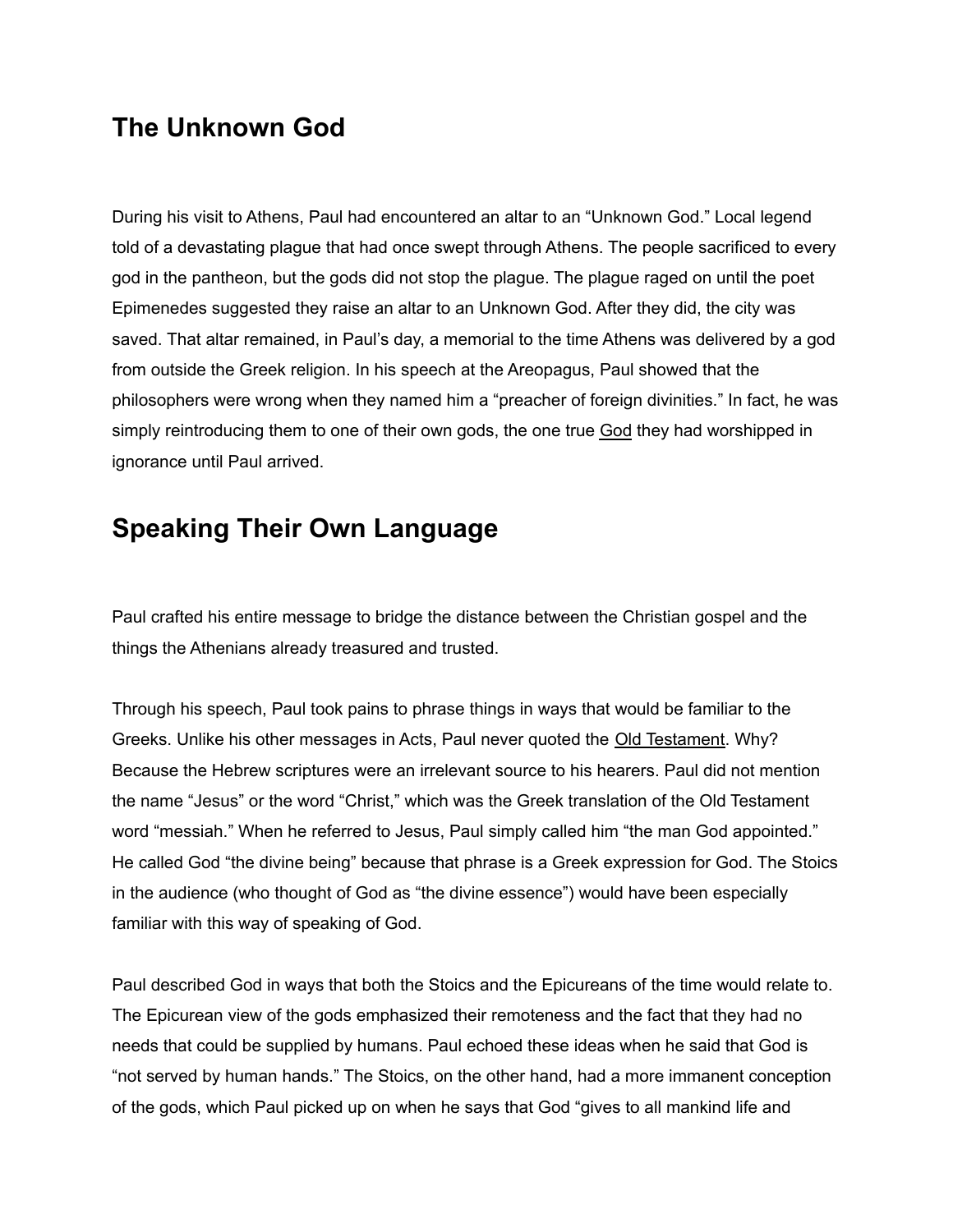## The Unknown God

During his visit to Athens, Paul had encountered an altar to an "Unknown God." Local legend told of a devastating plague that had once swept through Athens. The people sacrificed to every god in the pantheon, but the gods did not stop the plague. The plague raged on until the poet Epimenedes suggested they raise an altar to an Unknown God. After they did, the city was saved. That altar remained, in Paul's day, a memorial to the time Athens was delivered by a god from outside the Greek religion. In his speech at the Areopagus, Paul showed that the philosophers were wrong when they named him a "preacher of foreign divinities." In fact, he was simply reintroducing them to one of their own gods, the one true God they had worshipped in ignorance until Paul arrived.

## Speaking Their Own Language

Paul crafted his entire message to bridge the distance between the Christian gospel and the things the Athenians already treasured and trusted.

Through his speech, Paul took pains to phrase things in ways that would be familiar to the Greeks. Unlike his other messages in Acts, Paul never quoted the Old Testament. Why? Because the Hebrew scriptures were an irrelevant source to his hearers. Paul did not mention the name "Jesus" or the word "Christ," which was the Greek translation of the Old Testament word "messiah." When he referred to Jesus, Paul simply called him "the man God appointed." He called God "the divine being" because that phrase is a Greek expression for God. The Stoics in the audience (who thought of God as "the divine essence") would have been especially familiar with this way of speaking of God.

Paul described God in ways that both the Stoics and the Epicureans of the time would relate to. The Epicurean view of the gods emphasized their remoteness and the fact that they had no needs that could be supplied by humans. Paul echoed these ideas when he said that God is "not served by human hands." The Stoics, on the other hand, had a more immanent conception of the gods, which Paul picked up on when he says that God "gives to all mankind life and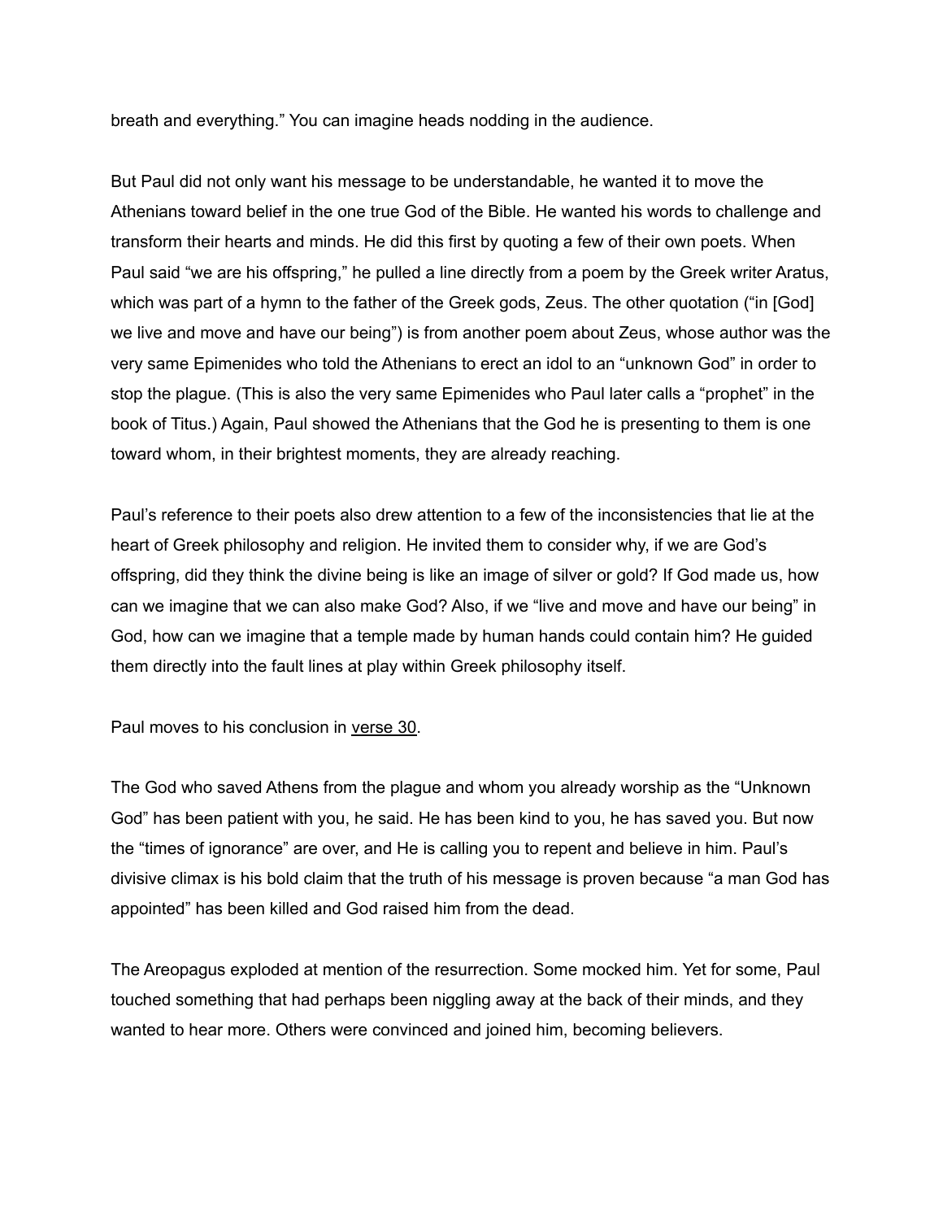breath and everything." You can imagine heads nodding in the audience.

But Paul did not only want his message to be understandable, he wanted it to move the Athenians toward belief in the one true God of the Bible. He wanted his words to challenge and transform their hearts and minds. He did this first by quoting a few of their own poets. When Paul said "we are his offspring," he pulled a line directly from a poem by the Greek writer Aratus, which was part of a hymn to the father of the Greek gods, Zeus. The other quotation ("in [God] we live and move and have our being") is from another poem about Zeus, whose author was the very same Epimenides who told the Athenians to erect an idol to an "unknown God" in order to stop the plague. (This is also the very same Epimenides who Paul later calls a "prophet" in the book of Titus.) Again, Paul showed the Athenians that the God he is presenting to them is one toward whom, in their brightest moments, they are already reaching.

Paul's reference to their poets also drew attention to a few of the inconsistencies that lie at the heart of Greek philosophy and religion. He invited them to consider why, if we are God's offspring, did they think the divine being is like an image of silver or gold? If God made us, how can we imagine that we can also make God? Also, if we "live and move and have our being" in God, how can we imagine that a temple made by human hands could contain him? He guided them directly into the fault lines at play within Greek philosophy itself.

Paul moves to his conclusion in verse 30.

The God who saved Athens from the plague and whom you already worship as the "Unknown God" has been patient with you, he said. He has been kind to you, he has saved you. But now the "times of ignorance" are over, and He is calling you to repent and believe in him. Paul's divisive climax is his bold claim that the truth of his message is proven because "a man God has appointed" has been killed and God raised him from the dead.

The Areopagus exploded at mention of the resurrection. Some mocked him. Yet for some, Paul touched something that had perhaps been niggling away at the back of their minds, and they wanted to hear more. Others were convinced and joined him, becoming believers.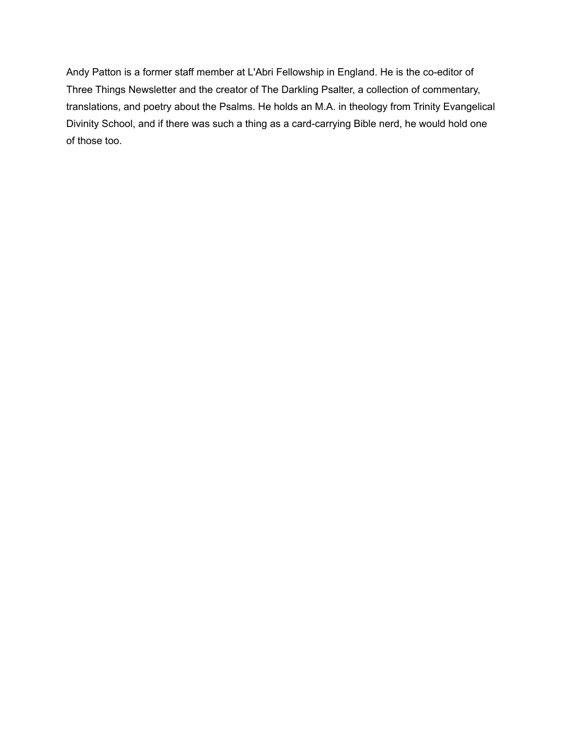Andy Patton is a former staff member at L'Abri Fellowship in England. He is the co-editor of Three Things Newsletter and the creator of The Darkling Psalter, a collection of commentary, translations, and poetry about the Psalms. He holds an M.A. in theology from Trinity Evangelical Divinity School, and if there was such a thing as a card-carrying Bible nerd, he would hold one of those too.